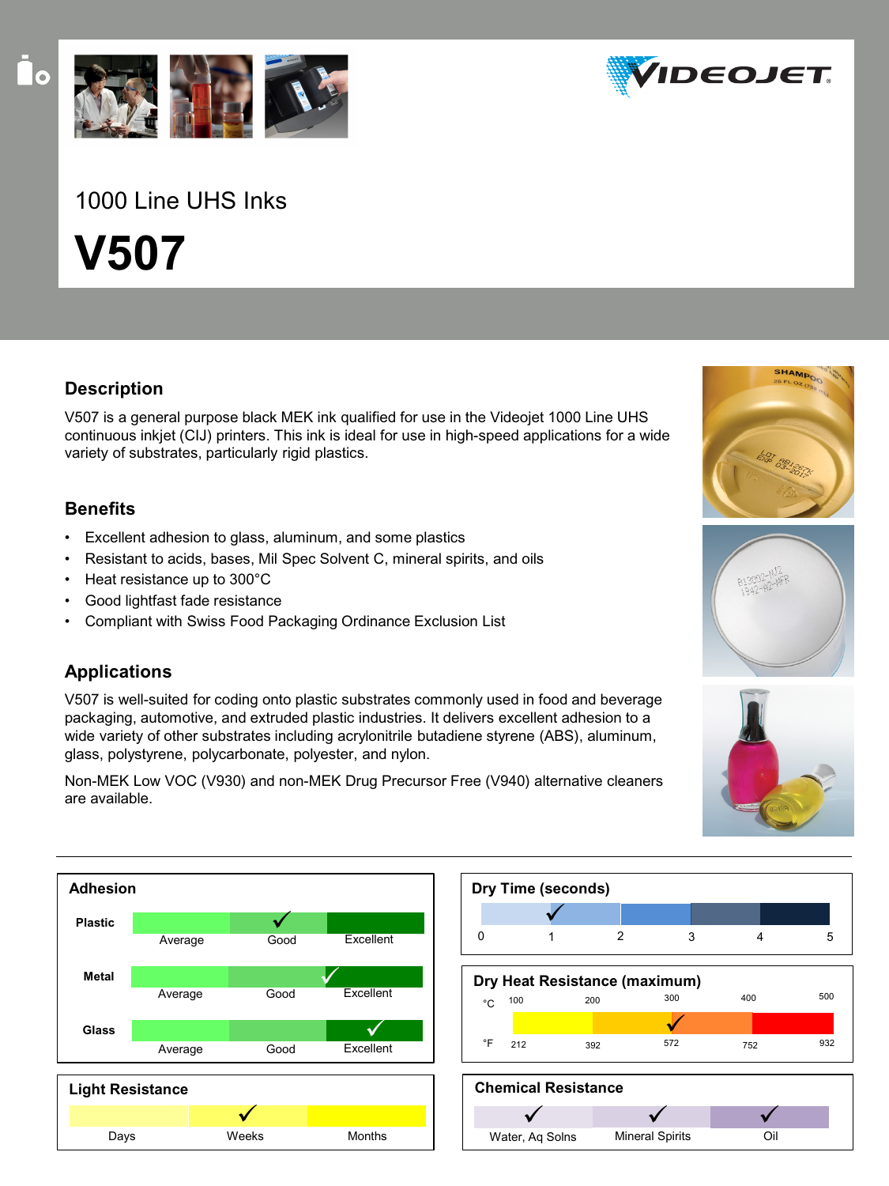1000 Line UHS Inks

# V507

## Description

V507 is a general purpose black MEK ink qualified for use in the Videojet 1000 Line UHS continuous inkjet (CIJ) printers. This ink is ideal for use in high-speed applications for a wide variety of substrates, particularly rigid plastics.

## Benefits

- Excellent adhesion to glass, aluminum, and some plastics
- Resistant to acids, bases, Mil Spec Solvent C, mineral spirits, and oils
- Heat resistance up to 300°C
- Good lightfast fade resistance
- Compliant with Swiss Food Packaging Ordinance Exclusion List

## Applications

V507 is well-suited for coding onto plastic substrates commonly used in food and beverage packaging, automotive, and extruded plastic industries. It delivers excellent adhesion to a wide variety of other substrates including acrylonitrile butadiene styrene (ABS), aluminum, glass, polystyrene, polycarbonate, polyester, and nylon.

Non-MEK Low VOC (V930) and non-MEK Drug Precursor Free (V940) alternative cleaners are available.

### Adhesion

| | Average | Good | Excellent |
|---|---|---|---|
| Plastic | | ✓ | |
| Metal | | ✓ (Good/Excellent) | |
| Glass | | | ✓ |

### Dry Time (seconds)

Scale: 0 – 1 – 2 – 3 – 4 – 5; ✓ at 1

### Dry Heat Resistance (maximum)

| °C | 100 | 200 | 300 | 400 | 500 |
|---|---|---|---|---|---|
| °F | 212 | 392 | 572 | 752 | 932 |

✓ at 300 °C / 572 °F

### Light Resistance

| Days | Weeks | Months |
|---|---|---|
| | ✓ | |

### Chemical Resistance

| Water, Aq Solns | Mineral Spirits | Oil |
|---|---|---|
| ✓ | ✓ | ✓ |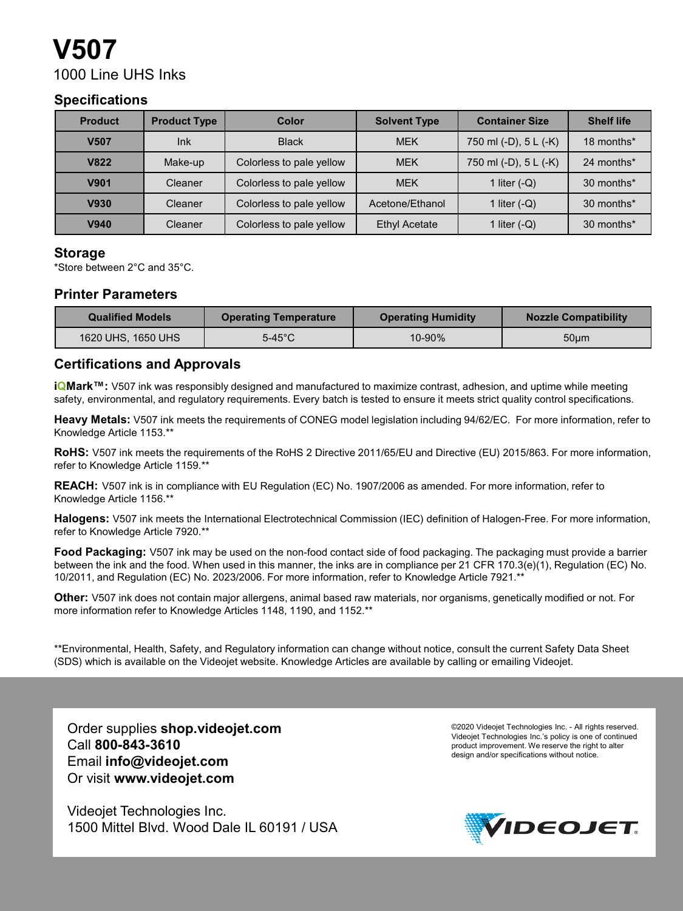# V507

1000 Line UHS Inks

## Specifications

| Product | Product Type | Color | Solvent Type | Container Size | Shelf life |
|---|---|---|---|---|---|
| **V507** | Ink | Black | MEK | 750 ml (-D), 5 L (-K) | 18 months* |
| **V822** | Make-up | Colorless to pale yellow | MEK | 750 ml (-D), 5 L (-K) | 24 months* |
| **V901** | Cleaner | Colorless to pale yellow | MEK | 1 liter (-Q) | 30 months* |
| **V930** | Cleaner | Colorless to pale yellow | Acetone/Ethanol | 1 liter (-Q) | 30 months* |
| **V940** | Cleaner | Colorless to pale yellow | Ethyl Acetate | 1 liter (-Q) | 30 months* |

## Storage

*Store between 2°C and 35°C.

## Printer Parameters

| Qualified Models | Operating Temperature | Operating Humidity | Nozzle Compatibility |
|---|---|---|---|
| 1620 UHS, 1650 UHS | 5-45°C | 10-90% | 50µm |

## Certifications and Approvals

**iQMark™:** V507 ink was responsibly designed and manufactured to maximize contrast, adhesion, and uptime while meeting safety, environmental, and regulatory requirements. Every batch is tested to ensure it meets strict quality control specifications.

**Heavy Metals:** V507 ink meets the requirements of CONEG model legislation including 94/62/EC. For more information, refer to Knowledge Article 1153.**

**RoHS:** V507 ink meets the requirements of the RoHS 2 Directive 2011/65/EU and Directive (EU) 2015/863. For more information, refer to Knowledge Article 1159.**

**REACH:** V507 ink is in compliance with EU Regulation (EC) No. 1907/2006 as amended. For more information, refer to Knowledge Article 1156.**

**Halogens:** V507 ink meets the International Electrotechnical Commission (IEC) definition of Halogen-Free. For more information, refer to Knowledge Article 7920.**

**Food Packaging:** V507 ink may be used on the non-food contact side of food packaging. The packaging must provide a barrier between the ink and the food. When used in this manner, the inks are in compliance per 21 CFR 170.3(e)(1), Regulation (EC) No. 10/2011, and Regulation (EC) No. 2023/2006. For more information, refer to Knowledge Article 7921.**

**Other:** V507 ink does not contain major allergens, animal based raw materials, nor organisms, genetically modified or not. For more information refer to Knowledge Articles 1148, 1190, and 1152.**

**Environmental, Health, Safety, and Regulatory information can change without notice, consult the current Safety Data Sheet (SDS) which is available on the Videojet website. Knowledge Articles are available by calling or emailing Videojet.

Order supplies **shop.videojet.com**
Call **800-843-3610**
Email **info@videojet.com**
Or visit **www.videojet.com**

Videojet Technologies Inc.
1500 Mittel Blvd. Wood Dale IL 60191 / USA

©2020 Videojet Technologies Inc. - All rights reserved.
Videojet Technologies Inc.'s policy is one of continued product improvement. We reserve the right to alter design and/or specifications without notice.

VIDEOJET